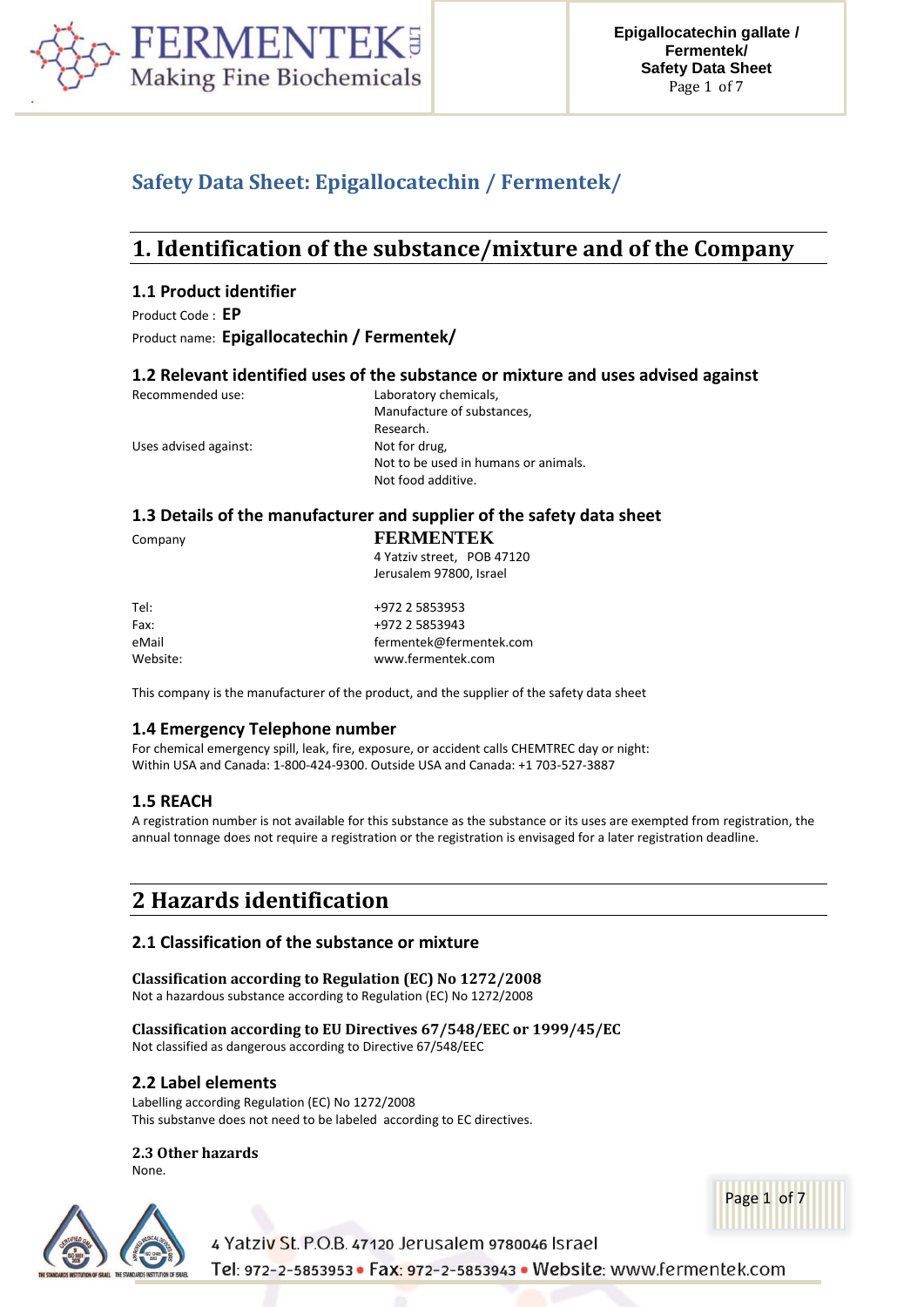# Safety Data Sheet: Epigallocatechin / Fermentek/

## 1. Identification of the substance/mixture and of the Company

### 1.1 Product identifier

Product Code : **EP**

Product name: **Epigallocatechin / Fermentek/**

### 1.2 Relevant identified uses of the substance or mixture and uses advised against

| | |
|---|---|
| Recommended use: | Laboratory chemicals,<br>Manufacture of substances,<br>Research. |
| Uses advised against: | Not for drug,<br>Not to be used in humans or animals.<br>Not food additive. |

### 1.3 Details of the manufacturer and supplier of the safety data sheet

| | |
|---|---|
| Company | **FERMENTEK**<br>4 Yatziv street, POB 47120<br>Jerusalem 97800, Israel |
| Tel: | +972 2 5853953 |
| Fax: | +972 2 5853943 |
| eMail | fermentek@fermentek.com |
| Website: | www.fermentek.com |

This company is the manufacturer of the product, and the supplier of the safety data sheet

### 1.4 Emergency Telephone number

For chemical emergency spill, leak, fire, exposure, or accident calls CHEMTREC day or night:
Within USA and Canada: 1-800-424-9300. Outside USA and Canada: +1 703-527-3887

### 1.5 REACH

A registration number is not available for this substance as the substance or its uses are exempted from registration, the annual tonnage does not require a registration or the registration is envisaged for a later registration deadline.

## 2 Hazards identification

### 2.1 Classification of the substance or mixture

**Classification according to Regulation (EC) No 1272/2008**

Not a hazardous substance according to Regulation (EC) No 1272/2008

**Classification according to EU Directives 67/548/EEC or 1999/45/EC**

Not classified as dangerous according to Directive 67/548/EEC

### 2.2 Label elements

Labelling according Regulation (EC) No 1272/2008

This substanve does not need to be labeled according to EC directives.

### 2.3 Other hazards

None.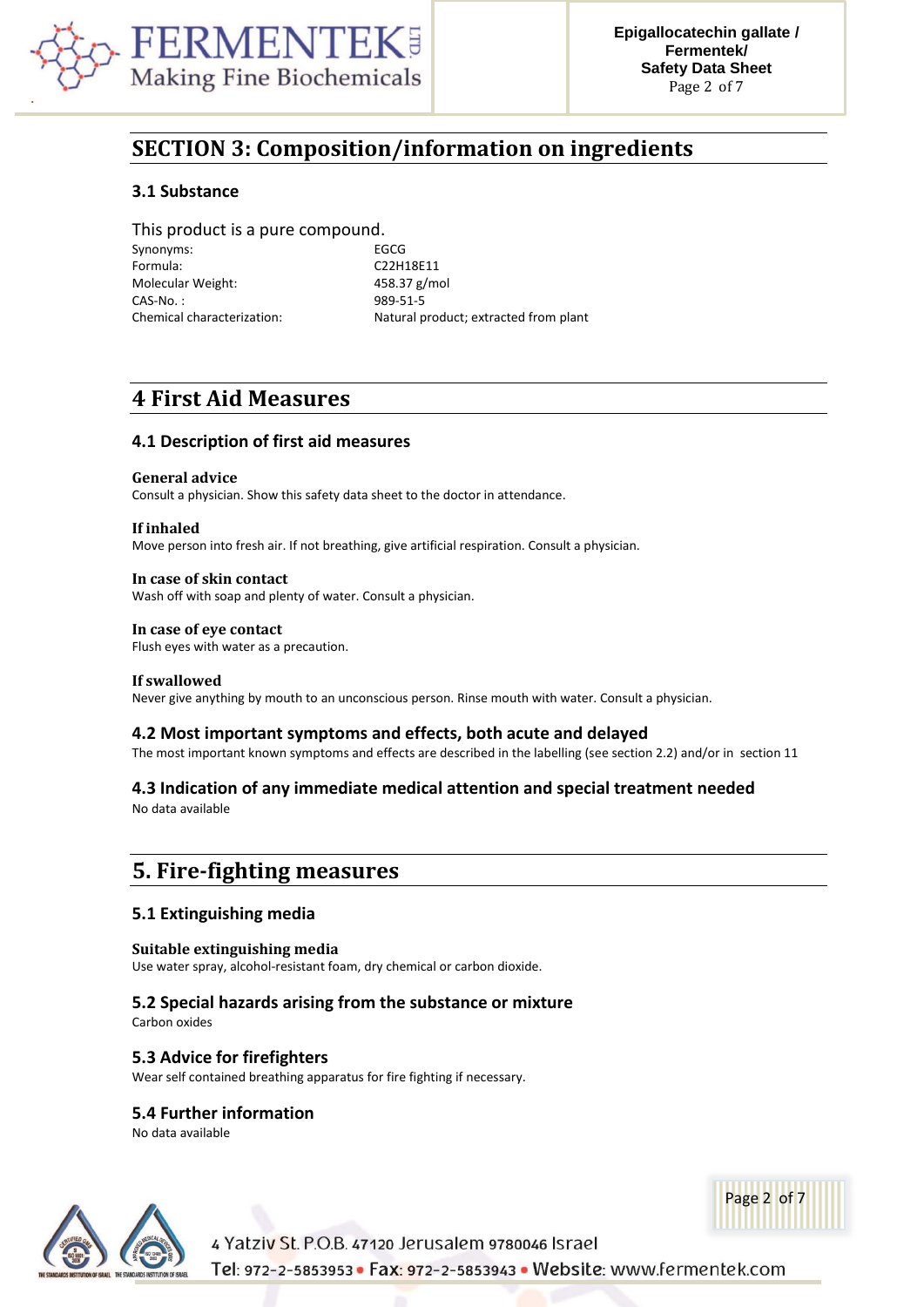## SECTION 3: Composition/information on ingredients

### 3.1 Substance

This product is a pure compound.

| | |
|---|---|
| Synonyms: | EGCG |
| Formula: | $C_{22}H_{18}E_{11}$ |
| Molecular Weight: | 458.37 g/mol |
| CAS-No. : | 989-51-5 |
| Chemical characterization: | Natural product; extracted from plant |

## 4 First Aid Measures

### 4.1 Description of first aid measures

**General advice**
Consult a physician. Show this safety data sheet to the doctor in attendance.

**If inhaled**
Move person into fresh air. If not breathing, give artificial respiration. Consult a physician.

**In case of skin contact**
Wash off with soap and plenty of water. Consult a physician.

**In case of eye contact**
Flush eyes with water as a precaution.

**If swallowed**
Never give anything by mouth to an unconscious person. Rinse mouth with water. Consult a physician.

### 4.2 Most important symptoms and effects, both acute and delayed

The most important known symptoms and effects are described in the labelling (see section 2.2) and/or in section 11

### 4.3 Indication of any immediate medical attention and special treatment needed

No data available

## 5. Fire-fighting measures

### 5.1 Extinguishing media

**Suitable extinguishing media**
Use water spray, alcohol-resistant foam, dry chemical or carbon dioxide.

### 5.2 Special hazards arising from the substance or mixture

Carbon oxides

### 5.3 Advice for firefighters

Wear self contained breathing apparatus for fire fighting if necessary.

### 5.4 Further information

No data available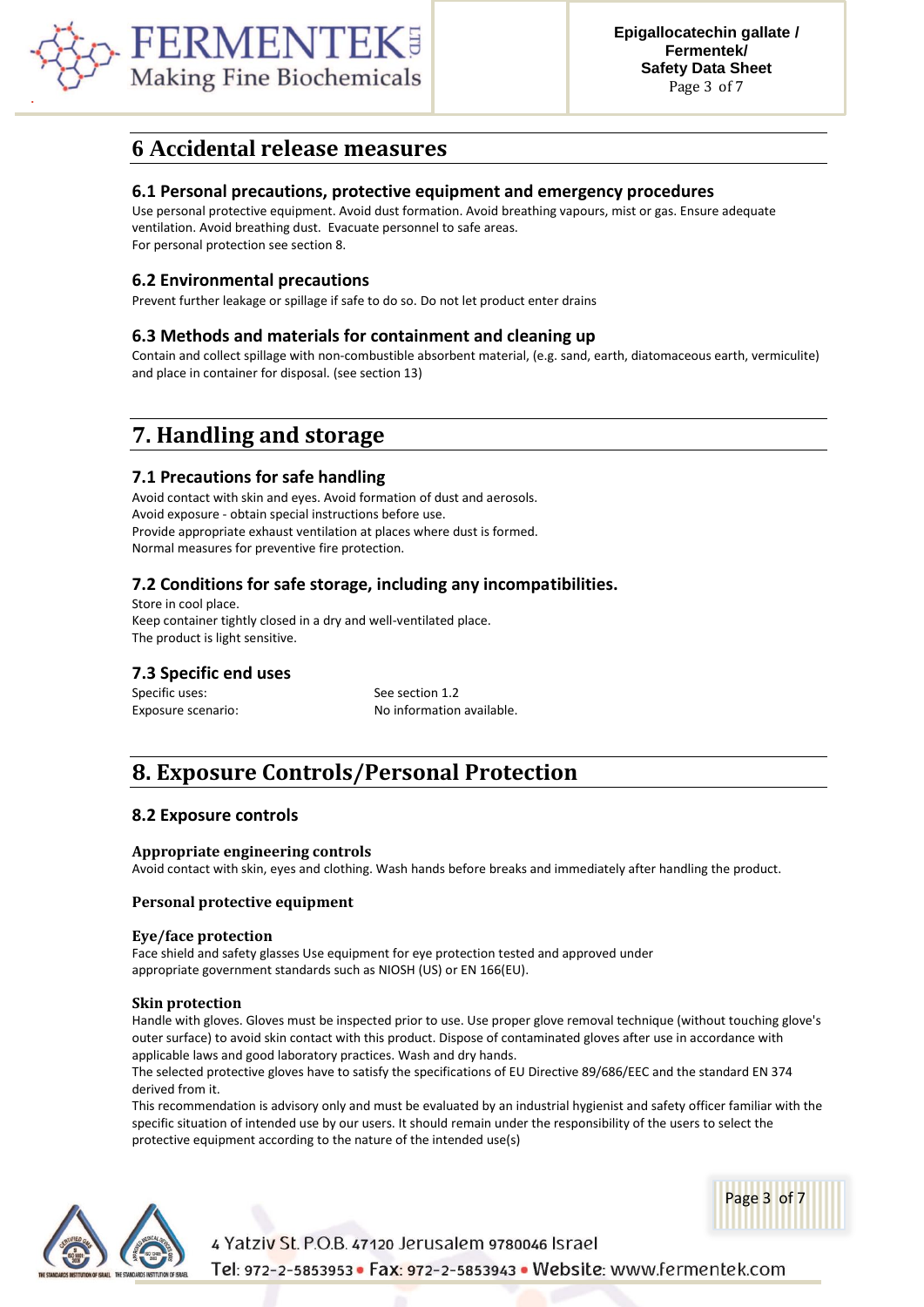# 6 Accidental release measures

## 6.1 Personal precautions, protective equipment and emergency procedures

Use personal protective equipment. Avoid dust formation. Avoid breathing vapours, mist or gas. Ensure adequate ventilation. Avoid breathing dust. Evacuate personnel to safe areas.
For personal protection see section 8.

## 6.2 Environmental precautions

Prevent further leakage or spillage if safe to do so. Do not let product enter drains

## 6.3 Methods and materials for containment and cleaning up

Contain and collect spillage with non-combustible absorbent material, (e.g. sand, earth, diatomaceous earth, vermiculite) and place in container for disposal. (see section 13)

# 7. Handling and storage

## 7.1 Precautions for safe handling

Avoid contact with skin and eyes. Avoid formation of dust and aerosols.
Avoid exposure - obtain special instructions before use.
Provide appropriate exhaust ventilation at places where dust is formed.
Normal measures for preventive fire protection.

## 7.2 Conditions for safe storage, including any incompatibilities.

Store in cool place.
Keep container tightly closed in a dry and well-ventilated place.
The product is light sensitive.

## 7.3 Specific end uses

| | |
|---|---|
| Specific uses: | See section 1.2 |
| Exposure scenario: | No information available. |

# 8. Exposure Controls/Personal Protection

## 8.2 Exposure controls

**Appropriate engineering controls**

Avoid contact with skin, eyes and clothing. Wash hands before breaks and immediately after handling the product.

**Personal protective equipment**

**Eye/face protection**

Face shield and safety glasses Use equipment for eye protection tested and approved under appropriate government standards such as NIOSH (US) or EN 166(EU).

**Skin protection**

Handle with gloves. Gloves must be inspected prior to use. Use proper glove removal technique (without touching glove's outer surface) to avoid skin contact with this product. Dispose of contaminated gloves after use in accordance with applicable laws and good laboratory practices. Wash and dry hands.
The selected protective gloves have to satisfy the specifications of EU Directive 89/686/EEC and the standard EN 374 derived from it.
This recommendation is advisory only and must be evaluated by an industrial hygienist and safety officer familiar with the specific situation of intended use by our users. It should remain under the responsibility of the users to select the protective equipment according to the nature of the intended use(s)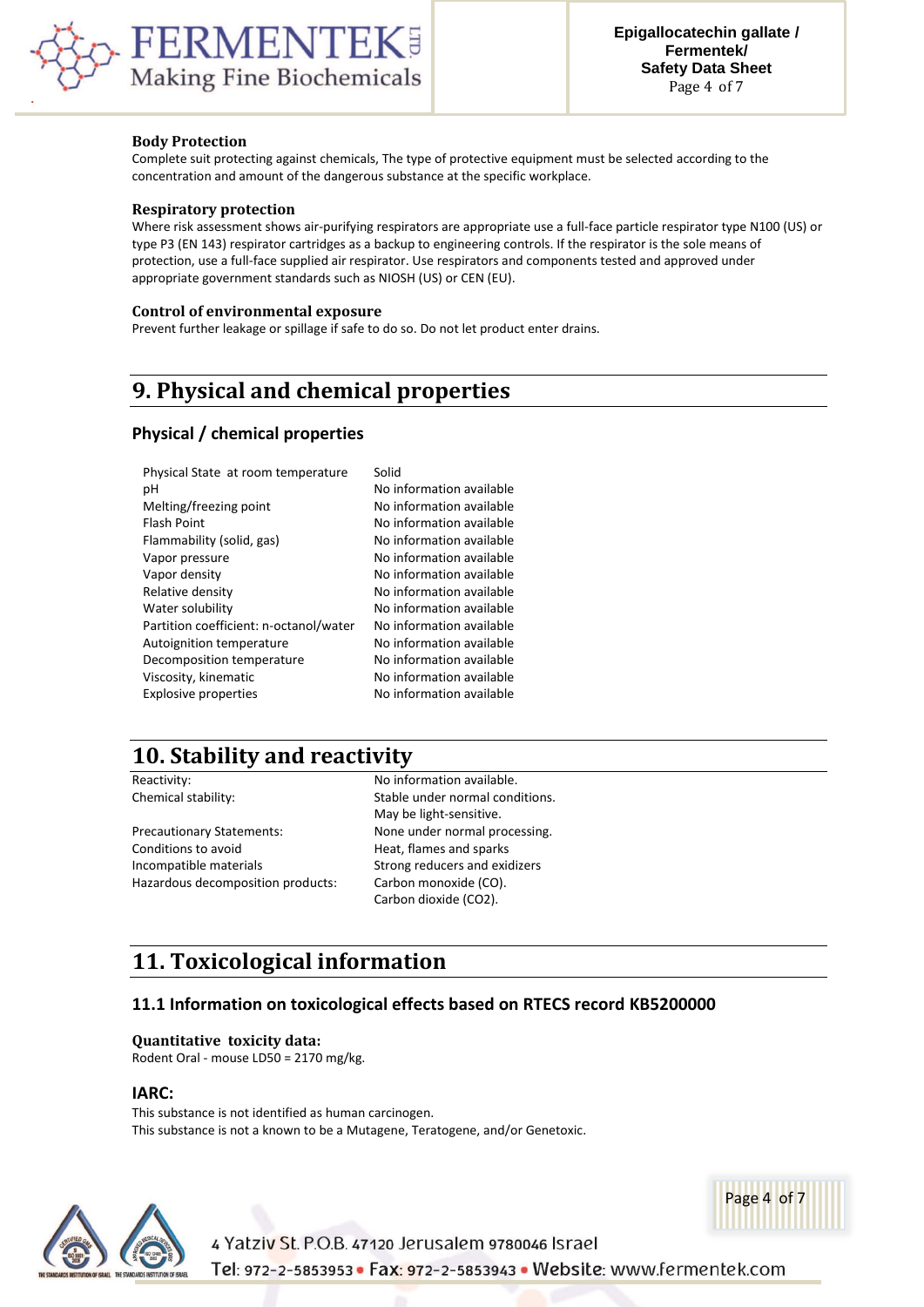### Body Protection

Complete suit protecting against chemicals, The type of protective equipment must be selected according to the concentration and amount of the dangerous substance at the specific workplace.

### Respiratory protection

Where risk assessment shows air-purifying respirators are appropriate use a full-face particle respirator type N100 (US) or type P3 (EN 143) respirator cartridges as a backup to engineering controls. If the respirator is the sole means of protection, use a full-face supplied air respirator. Use respirators and components tested and approved under appropriate government standards such as NIOSH (US) or CEN (EU).

### Control of environmental exposure

Prevent further leakage or spillage if safe to do so. Do not let product enter drains.

## 9. Physical and chemical properties

### Physical / chemical properties

| | |
|---|---|
| Physical State at room temperature | Solid |
| pH | No information available |
| Melting/freezing point | No information available |
| Flash Point | No information available |
| Flammability (solid, gas) | No information available |
| Vapor pressure | No information available |
| Vapor density | No information available |
| Relative density | No information available |
| Water solubility | No information available |
| Partition coefficient: n-octanol/water | No information available |
| Autoignition temperature | No information available |
| Decomposition temperature | No information available |
| Viscosity, kinematic | No information available |
| Explosive properties | No information available |

## 10. Stability and reactivity

| | |
|---|---|
| Reactivity: | No information available. |
| Chemical stability: | Stable under normal conditions. May be light-sensitive. |
| Precautionary Statements: | None under normal processing. |
| Conditions to avoid | Heat, flames and sparks |
| Incompatible materials | Strong reducers and exidizers |
| Hazardous decomposition products: | Carbon monoxide (CO). Carbon dioxide ($CO_2$). |

## 11. Toxicological information

### 11.1 Information on toxicological effects based on RTECS record KB5200000

**Quantitative toxicity data:**

Rodent Oral - mouse LD50 = 2170 mg/kg.

### IARC:

This substance is not identified as human carcinogen.

This substance is not a known to be a Mutagene, Teratogene, and/or Genetoxic.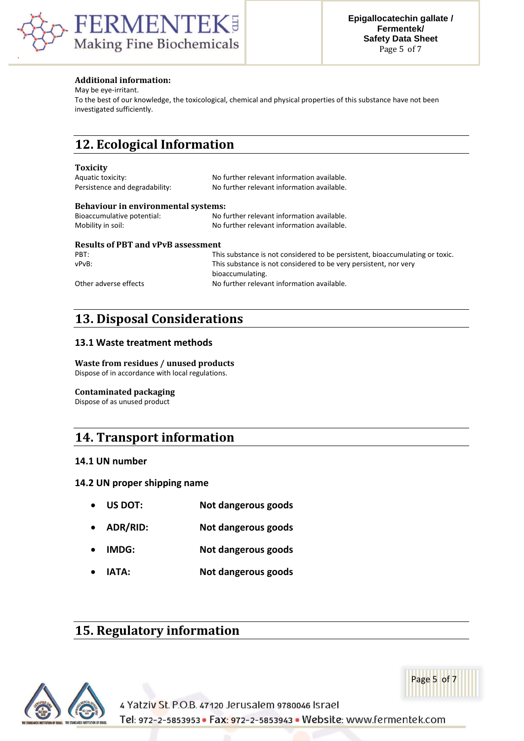**Additional information:**
May be eye-irritant.
To the best of our knowledge, the toxicological, chemical and physical properties of this substance have not been investigated sufficiently.

## 12. Ecological Information

**Toxicity**

| | |
|---|---|
| Aquatic toxicity: | No further relevant information available. |
| Persistence and degradability: | No further relevant information available. |

**Behaviour in environmental systems:**

| | |
|---|---|
| Bioaccumulative potential: | No further relevant information available. |
| Mobility in soil: | No further relevant information available. |

**Results of PBT and vPvB assessment**

| | |
|---|---|
| PBT: | This substance is not considered to be persistent, bioaccumulating or toxic. |
| vPvB: | This substance is not considered to be very persistent, nor very bioaccumulating. |
| Other adverse effects | No further relevant information available. |

## 13. Disposal Considerations

### 13.1 Waste treatment methods

**Waste from residues / unused products**
Dispose of in accordance with local regulations.

**Contaminated packaging**
Dispose of as unused product

## 14. Transport information

### 14.1 UN number

### 14.2 UN proper shipping name

- **US DOT:** **Not dangerous goods**
- **ADR/RID:** **Not dangerous goods**
- **IMDG:** **Not dangerous goods**
- **IATA:** **Not dangerous goods**

## 15. Regulatory information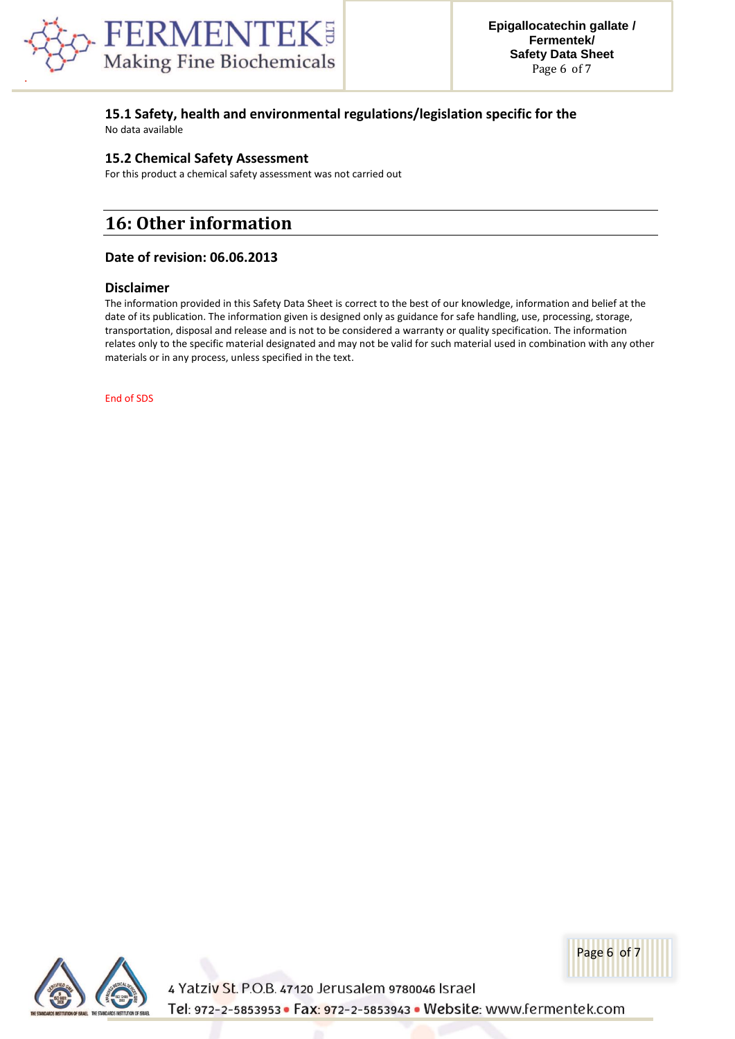### 15.1 Safety, health and environmental regulations/legislation specific for the

No data available

### 15.2 Chemical Safety Assessment

For this product a chemical safety assessment was not carried out

## 16: Other information

### Date of revision: 06.06.2013

### Disclaimer

The information provided in this Safety Data Sheet is correct to the best of our knowledge, information and belief at the date of its publication. The information given is designed only as guidance for safe handling, use, processing, storage, transportation, disposal and release and is not to be considered a warranty or quality specification. The information relates only to the specific material designated and may not be valid for such material used in combination with any other materials or in any process, unless specified in the text.

End of SDS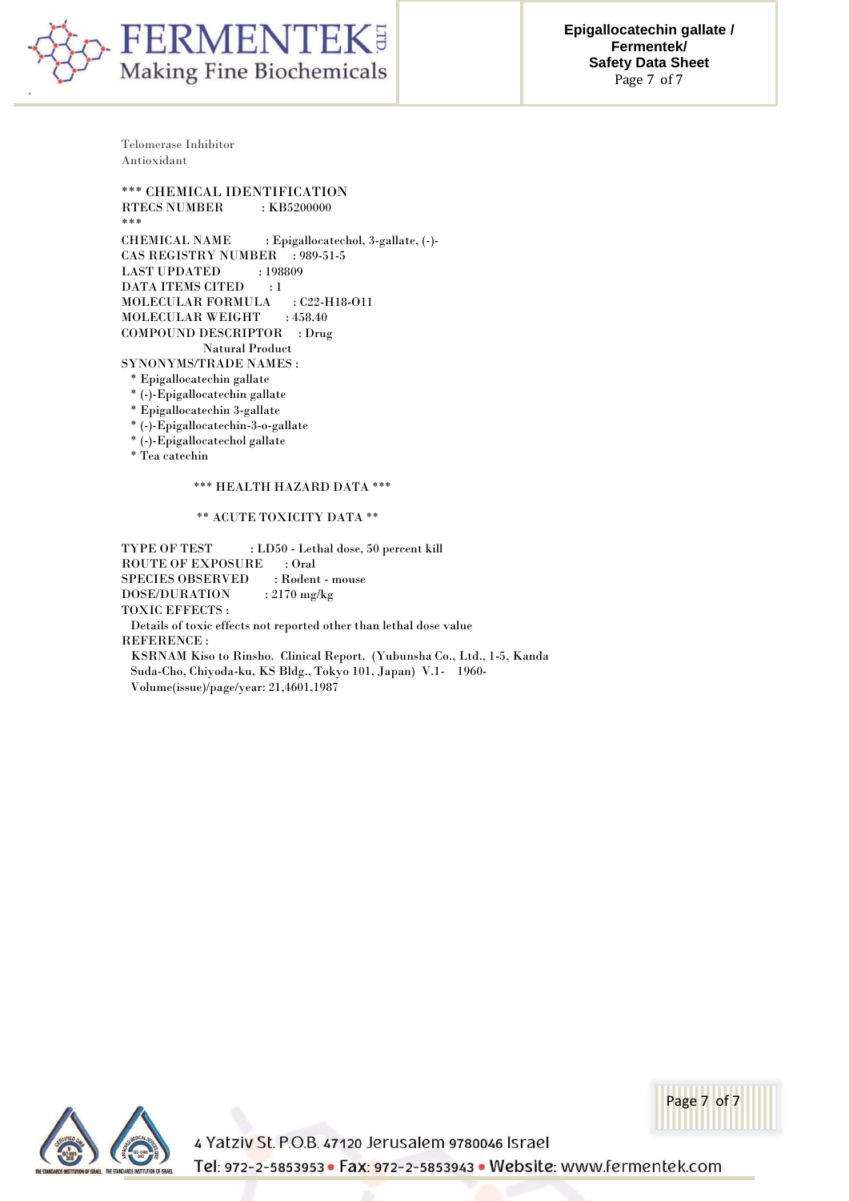Telomerase Inhibitor
Antioxidant

*** CHEMICAL IDENTIFICATION
RTECS NUMBER : KB5200000
***

CHEMICAL NAME : Epigallocatechol, 3-gallate, (-)-
CAS REGISTRY NUMBER : 989-51-5
LAST UPDATED : 198809
DATA ITEMS CITED : 1
MOLECULAR FORMULA : C22-H18-O11
MOLECULAR WEIGHT : 458.40
COMPOUND DESCRIPTOR : Drug
Natural Product
SYNONYMS/TRADE NAMES :

* Epigallocatechin gallate
* (-)-Epigallocatechin gallate
* Epigallocatechin 3-gallate
* (-)-Epigallocatechin-3-o-gallate
* (-)-Epigallocatechol gallate
* Tea catechin

*** HEALTH HAZARD DATA ***

** ACUTE TOXICITY DATA **

TYPE OF TEST : LD50 - Lethal dose, 50 percent kill
ROUTE OF EXPOSURE : Oral
SPECIES OBSERVED : Rodent - mouse
DOSE/DURATION : 2170 mg/kg
TOXIC EFFECTS :
Details of toxic effects not reported other than lethal dose value
REFERENCE :
KSRNAM Kiso to Rinsho. Clinical Report. (Yubunsha Co., Ltd., 1-5, Kanda Suda-Cho, Chiyoda-ku, KS Bldg., Tokyo 101, Japan) V.1- 1960-
Volume(issue)/page/year: 21,4601,1987

4 Yatziv St. P.O.B. 47120 Jerusalem 9780046 Israel
Tel: 972-2-5853953 • Fax: 972-2-5853943 • Website: www.fermentek.com